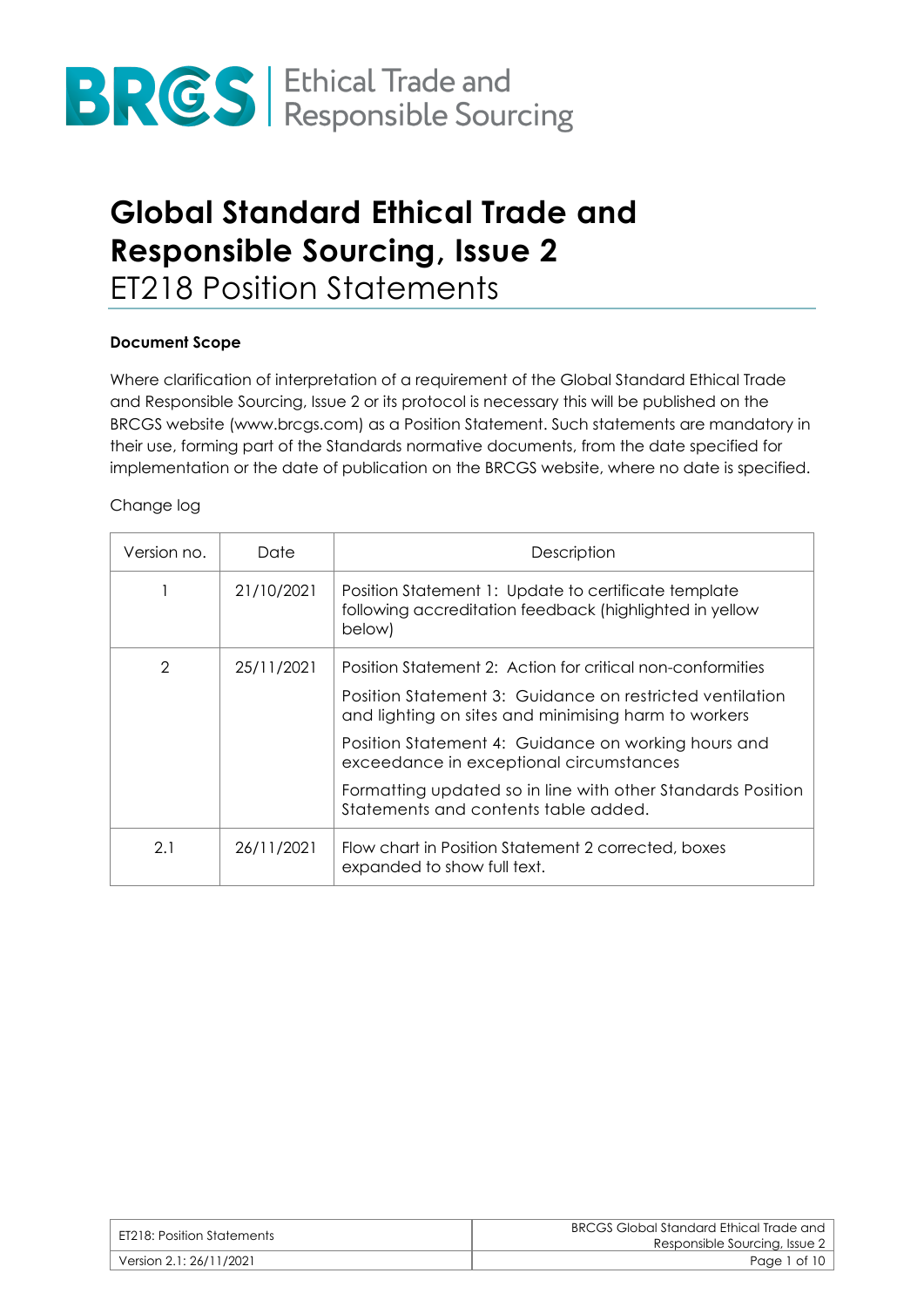# Global Standard Ethical Trade and Responsible Sourcing, Issue 2

ET218 Position Statements

**Document Scope**

Where clarification of interpretation of a requirement of the Global Standard Ethical Trade and Responsible Sourcing, Issue 2 or its protocol is necessary this will be published on the BRCGS website (www.brcgs.com) as a Position Statement. Such statements are mandatory in their use, forming part of the Standards normative documents, from the date specified for implementation or the date of publication on the BRCGS website, where no date is specified.

Change log

| Version no. | Date | Description |
| --- | --- | --- |
| 1 | 21/10/2021 | Position Statement 1: Update to certificate template following accreditation feedback (highlighted in yellow below) |
| 2 | 25/11/2021 | Position Statement 2: Action for critical non-conformities<br>Position Statement 3: Guidance on restricted ventilation and lighting on sites and minimising harm to workers<br>Position Statement 4: Guidance on working hours and exceedance in exceptional circumstances<br>Formatting updated so in line with other Standards Position Statements and contents table added. |
| 2.1 | 26/11/2021 | Flow chart in Position Statement 2 corrected, boxes expanded to show full text. |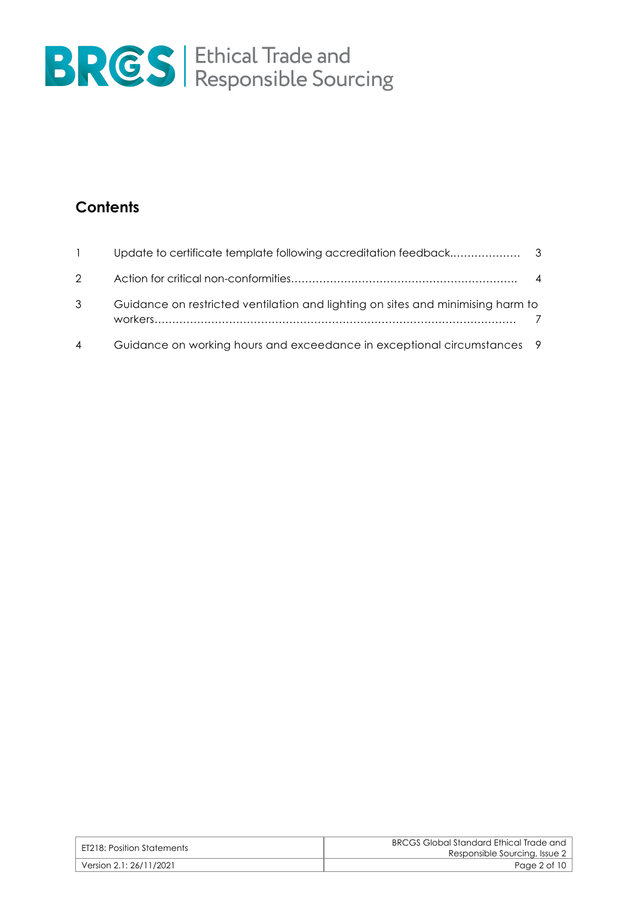# Contents

| | | |
|---|---|---|
| 1 | Update to certificate template following accreditation feedback | 3 |
| 2 | Action for critical non-conformities | 4 |
| 3 | Guidance on restricted ventilation and lighting on sites and minimising harm to workers | 7 |
| 4 | Guidance on working hours and exceedance in exceptional circumstances | 9 |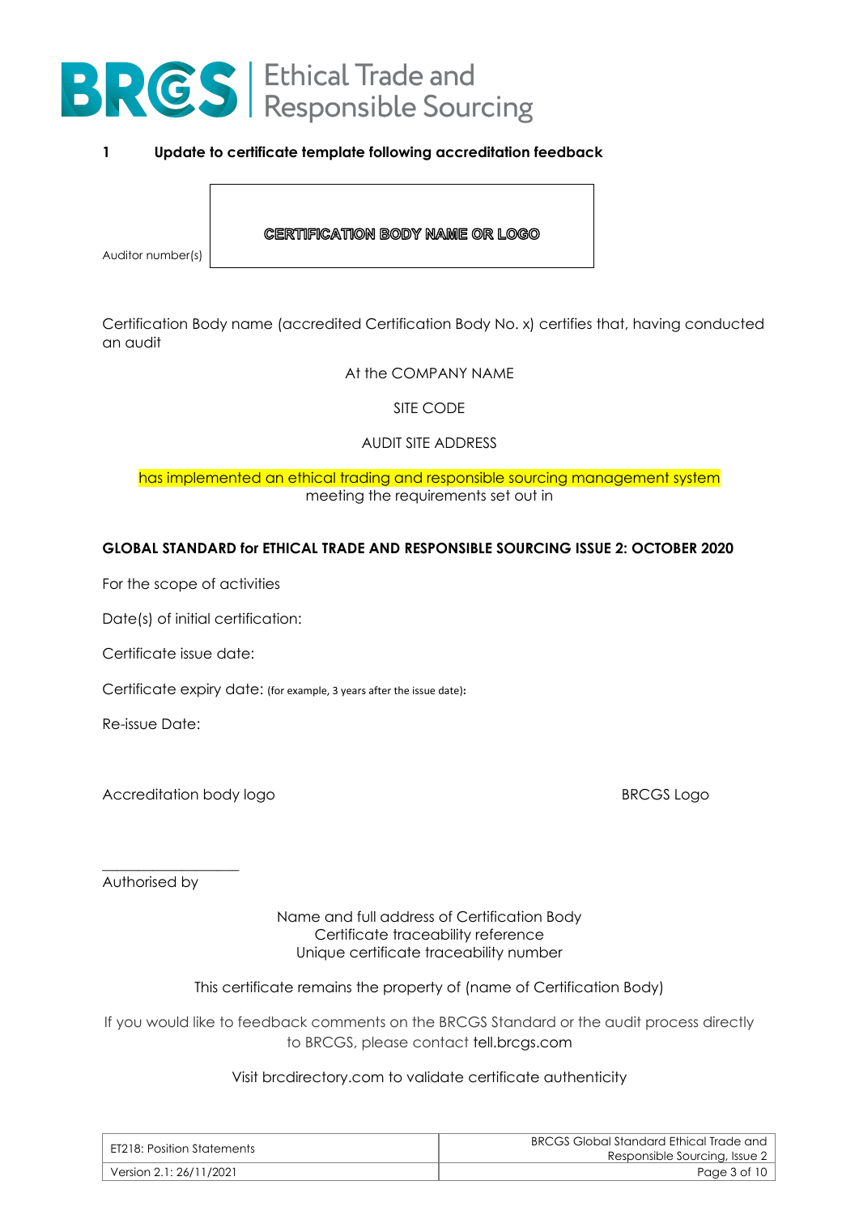## 1 Update to certificate template following accreditation feedback

Auditor number(s)

**CERTIFICATION BODY NAME OR LOGO**

Certification Body name (accredited Certification Body No. x) certifies that, having conducted an audit

At the COMPANY NAME

SITE CODE

AUDIT SITE ADDRESS

has implemented an ethical trading and responsible sourcing management system meeting the requirements set out in

**GLOBAL STANDARD for ETHICAL TRADE AND RESPONSIBLE SOURCING ISSUE 2: OCTOBER 2020**

For the scope of activities

Date(s) of initial certification:

Certificate issue date:

Certificate expiry date: (for example, 3 years after the issue date):

Re-issue Date:

Accreditation body logo

BRCGS Logo

\_\_\_\_\_\_\_\_\_\_\_\_\_\_\_\_\_\_

Authorised by

Name and full address of Certification Body
Certificate traceability reference
Unique certificate traceability number

This certificate remains the property of (name of Certification Body)

If you would like to feedback comments on the BRCGS Standard or the audit process directly to BRCGS, please contact tell.brcgs.com

Visit brcdirectory.com to validate certificate authenticity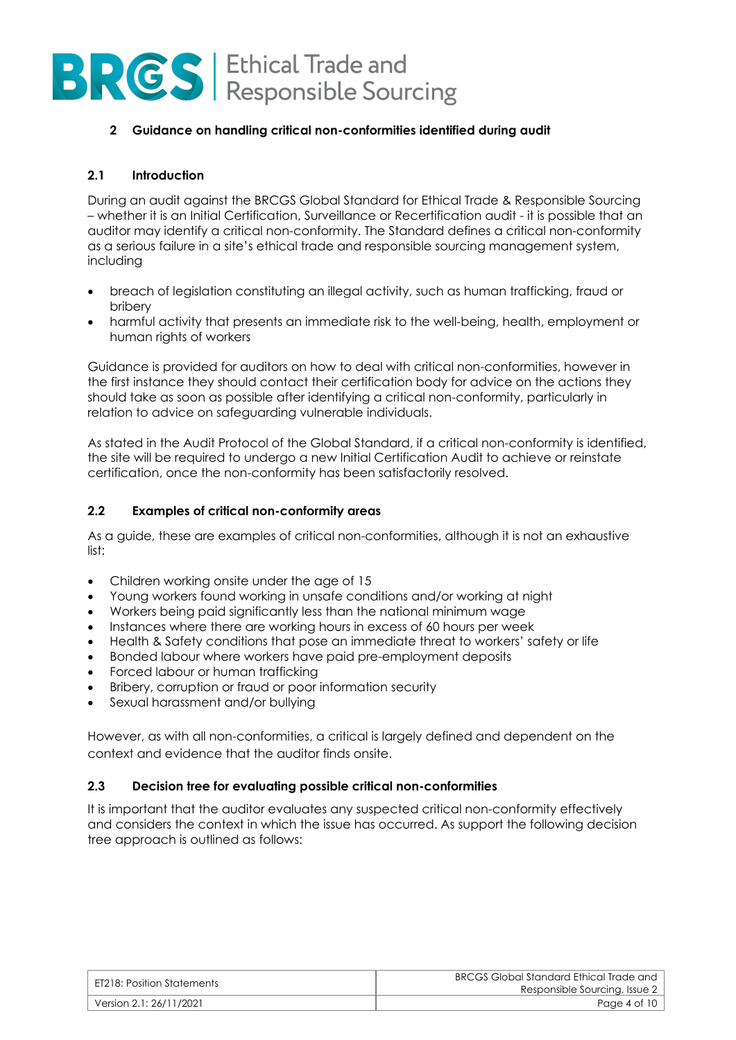## 2 Guidance on handling critical non-conformities identified during audit

### 2.1 Introduction

During an audit against the BRCGS Global Standard for Ethical Trade & Responsible Sourcing – whether it is an Initial Certification, Surveillance or Recertification audit - it is possible that an auditor may identify a critical non-conformity. The Standard defines a critical non-conformity as a serious failure in a site's ethical trade and responsible sourcing management system, including

- breach of legislation constituting an illegal activity, such as human trafficking, fraud or bribery
- harmful activity that presents an immediate risk to the well-being, health, employment or human rights of workers

Guidance is provided for auditors on how to deal with critical non-conformities, however in the first instance they should contact their certification body for advice on the actions they should take as soon as possible after identifying a critical non-conformity, particularly in relation to advice on safeguarding vulnerable individuals.

As stated in the Audit Protocol of the Global Standard, if a critical non-conformity is identified, the site will be required to undergo a new Initial Certification Audit to achieve or reinstate certification, once the non-conformity has been satisfactorily resolved.

### 2.2 Examples of critical non-conformity areas

As a guide, these are examples of critical non-conformities, although it is not an exhaustive list:

- Children working onsite under the age of 15
- Young workers found working in unsafe conditions and/or working at night
- Workers being paid significantly less than the national minimum wage
- Instances where there are working hours in excess of 60 hours per week
- Health & Safety conditions that pose an immediate threat to workers' safety or life
- Bonded labour where workers have paid pre-employment deposits
- Forced labour or human trafficking
- Bribery, corruption or fraud or poor information security
- Sexual harassment and/or bullying

However, as with all non-conformities, a critical is largely defined and dependent on the context and evidence that the auditor finds onsite.

### 2.3 Decision tree for evaluating possible critical non-conformities

It is important that the auditor evaluates any suspected critical non-conformity effectively and considers the context in which the issue has occurred. As support the following decision tree approach is outlined as follows: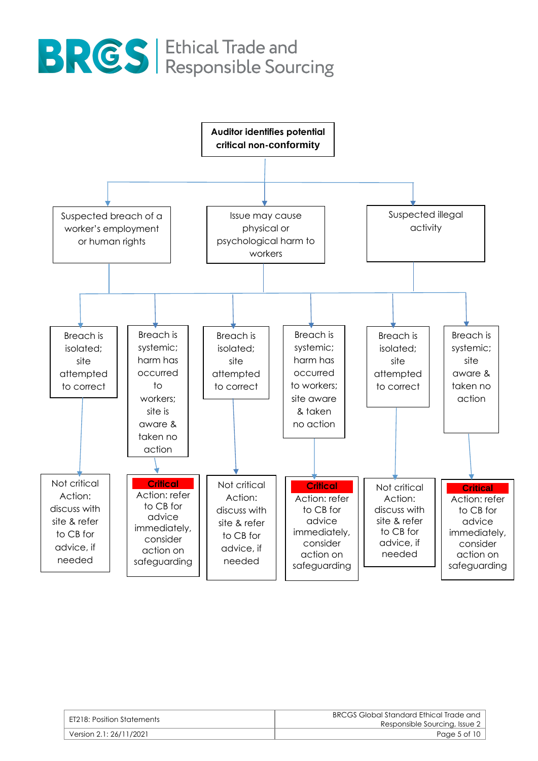**Auditor identifies potential critical non-conformity**

- Suspected breach of a worker's employment or human rights
- Issue may cause physical or psychological harm to workers
- Suspected illegal activity

| Scenario | Outcome |
| --- | --- |
| Breach is isolated; site attempted to correct | Not critical Action: discuss with site & refer to CB for advice, if needed |
| Breach is systemic; harm has occurred to workers; site is aware & taken no action | **Critical** Action: refer to CB for advice immediately, consider action on safeguarding |
| Breach is isolated; site attempted to correct | Not critical Action: discuss with site & refer to CB for advice, if needed |
| Breach is systemic; harm has occurred to workers; site aware & taken no action | **Critical** Action: refer to CB for advice immediately, consider action on safeguarding |
| Breach is isolated; site attempted to correct | Not critical Action: discuss with site & refer to CB for advice, if needed |
| Breach is systemic; site aware & taken no action | **Critical** Action: refer to CB for advice immediately, consider action on safeguarding |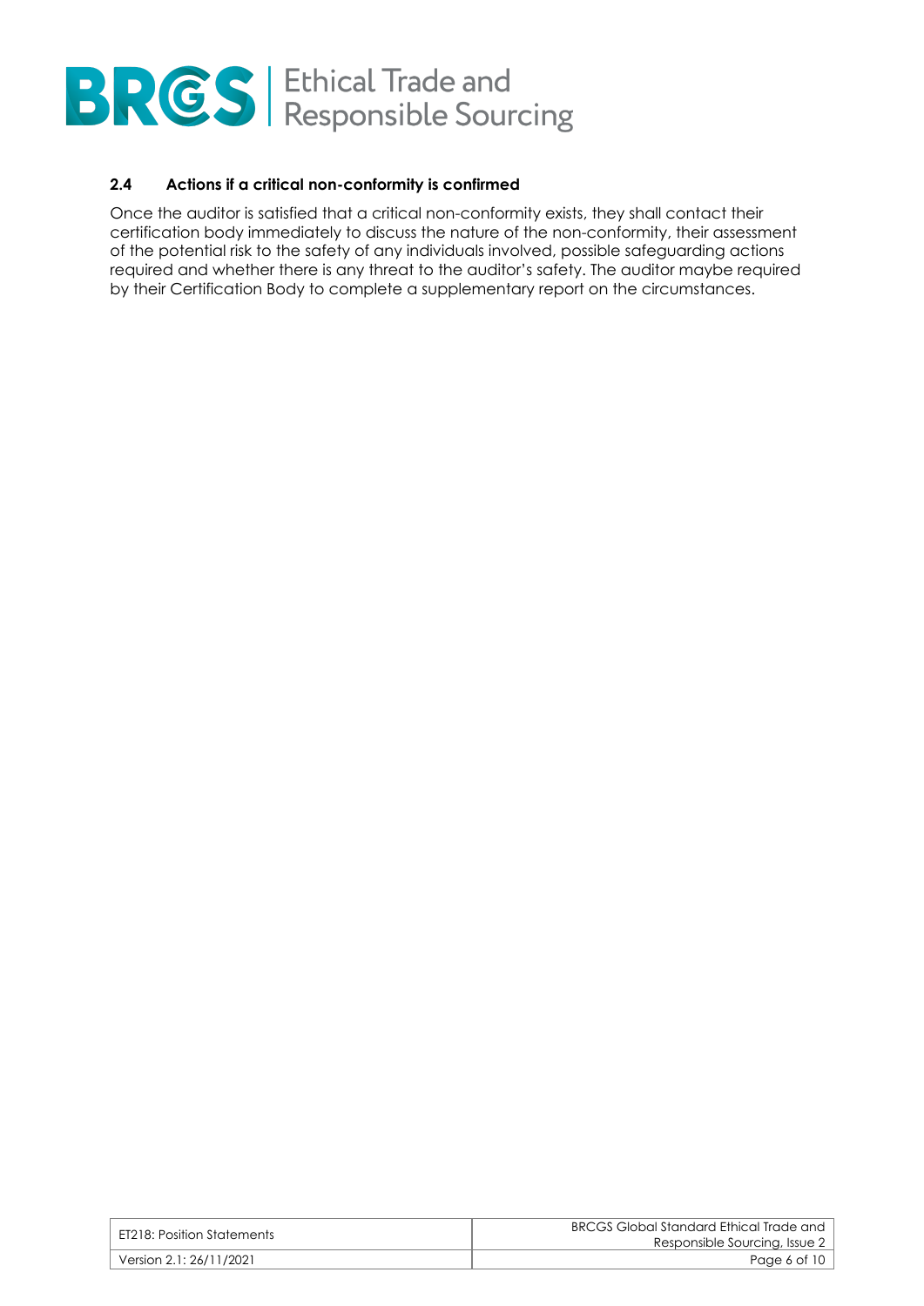### 2.4 Actions if a critical non-conformity is confirmed

Once the auditor is satisfied that a critical non-conformity exists, they shall contact their certification body immediately to discuss the nature of the non-conformity, their assessment of the potential risk to the safety of any individuals involved, possible safeguarding actions required and whether there is any threat to the auditor's safety. The auditor maybe required by their Certification Body to complete a supplementary report on the circumstances.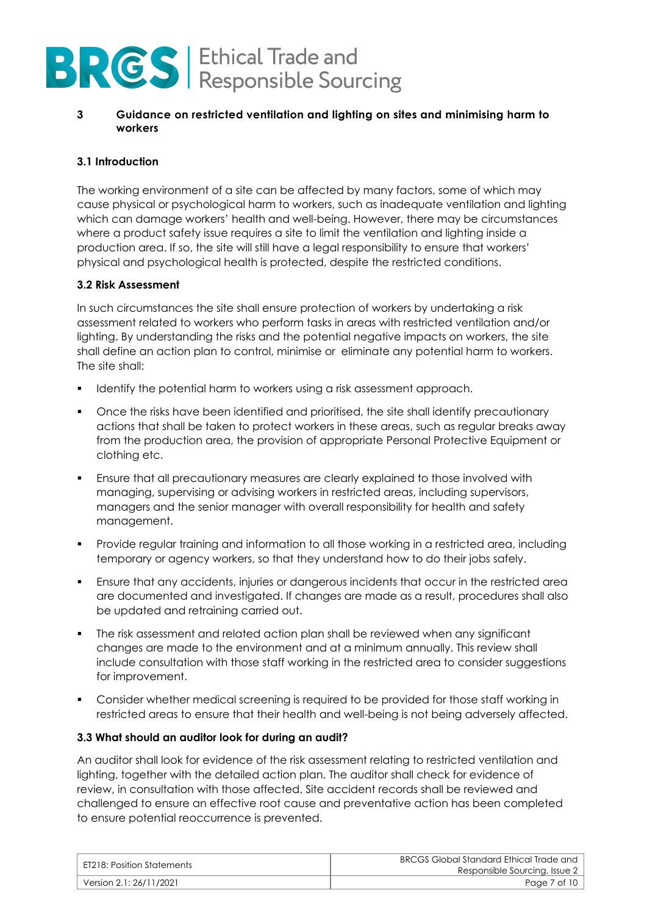## 3 Guidance on restricted ventilation and lighting on sites and minimising harm to workers

### 3.1 Introduction

The working environment of a site can be affected by many factors, some of which may cause physical or psychological harm to workers, such as inadequate ventilation and lighting which can damage workers' health and well-being. However, there may be circumstances where a product safety issue requires a site to limit the ventilation and lighting inside a production area. If so, the site will still have a legal responsibility to ensure that workers' physical and psychological health is protected, despite the restricted conditions.

### 3.2 Risk Assessment

In such circumstances the site shall ensure protection of workers by undertaking a risk assessment related to workers who perform tasks in areas with restricted ventilation and/or lighting. By understanding the risks and the potential negative impacts on workers, the site shall define an action plan to control, minimise or eliminate any potential harm to workers. The site shall:

- Identify the potential harm to workers using a risk assessment approach.
- Once the risks have been identified and prioritised, the site shall identify precautionary actions that shall be taken to protect workers in these areas, such as regular breaks away from the production area, the provision of appropriate Personal Protective Equipment or clothing etc.
- Ensure that all precautionary measures are clearly explained to those involved with managing, supervising or advising workers in restricted areas, including supervisors, managers and the senior manager with overall responsibility for health and safety management.
- Provide regular training and information to all those working in a restricted area, including temporary or agency workers, so that they understand how to do their jobs safely.
- Ensure that any accidents, injuries or dangerous incidents that occur in the restricted area are documented and investigated. If changes are made as a result, procedures shall also be updated and retraining carried out.
- The risk assessment and related action plan shall be reviewed when any significant changes are made to the environment and at a minimum annually. This review shall include consultation with those staff working in the restricted area to consider suggestions for improvement.
- Consider whether medical screening is required to be provided for those staff working in restricted areas to ensure that their health and well-being is not being adversely affected.

### 3.3 What should an auditor look for during an audit?

An auditor shall look for evidence of the risk assessment relating to restricted ventilation and lighting, together with the detailed action plan. The auditor shall check for evidence of review, in consultation with those affected. Site accident records shall be reviewed and challenged to ensure an effective root cause and preventative action has been completed to ensure potential reoccurrence is prevented.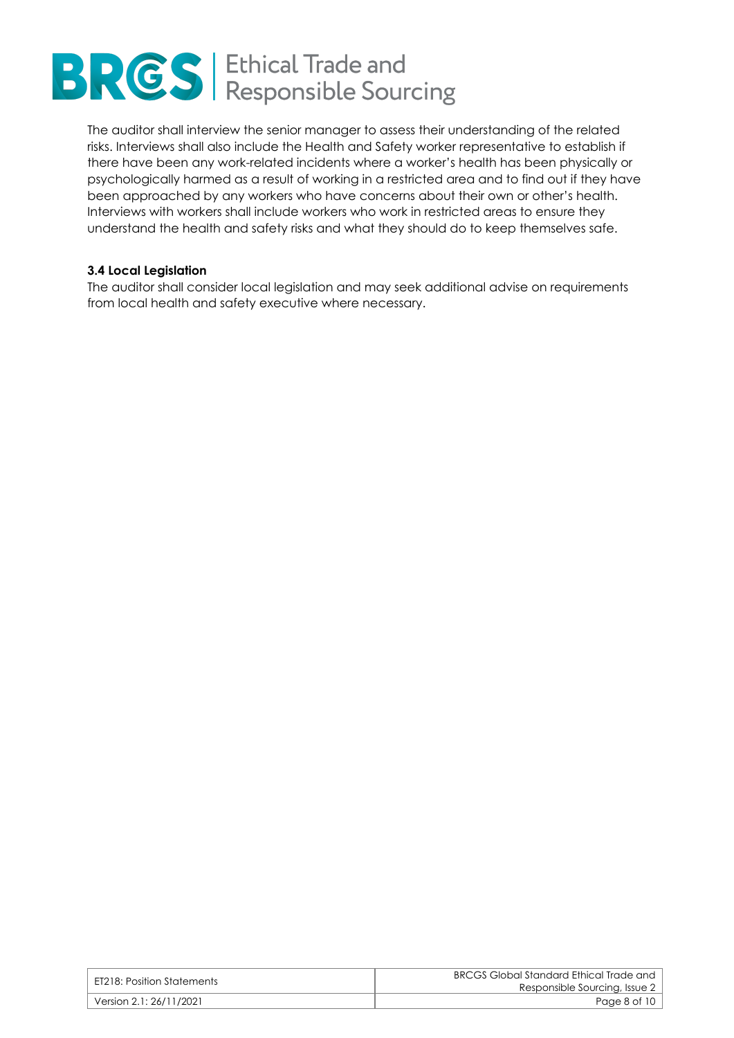The auditor shall interview the senior manager to assess their understanding of the related risks. Interviews shall also include the Health and Safety worker representative to establish if there have been any work-related incidents where a worker's health has been physically or psychologically harmed as a result of working in a restricted area and to find out if they have been approached by any workers who have concerns about their own or other's health. Interviews with workers shall include workers who work in restricted areas to ensure they understand the health and safety risks and what they should do to keep themselves safe.

### 3.4 Local Legislation

The auditor shall consider local legislation and may seek additional advise on requirements from local health and safety executive where necessary.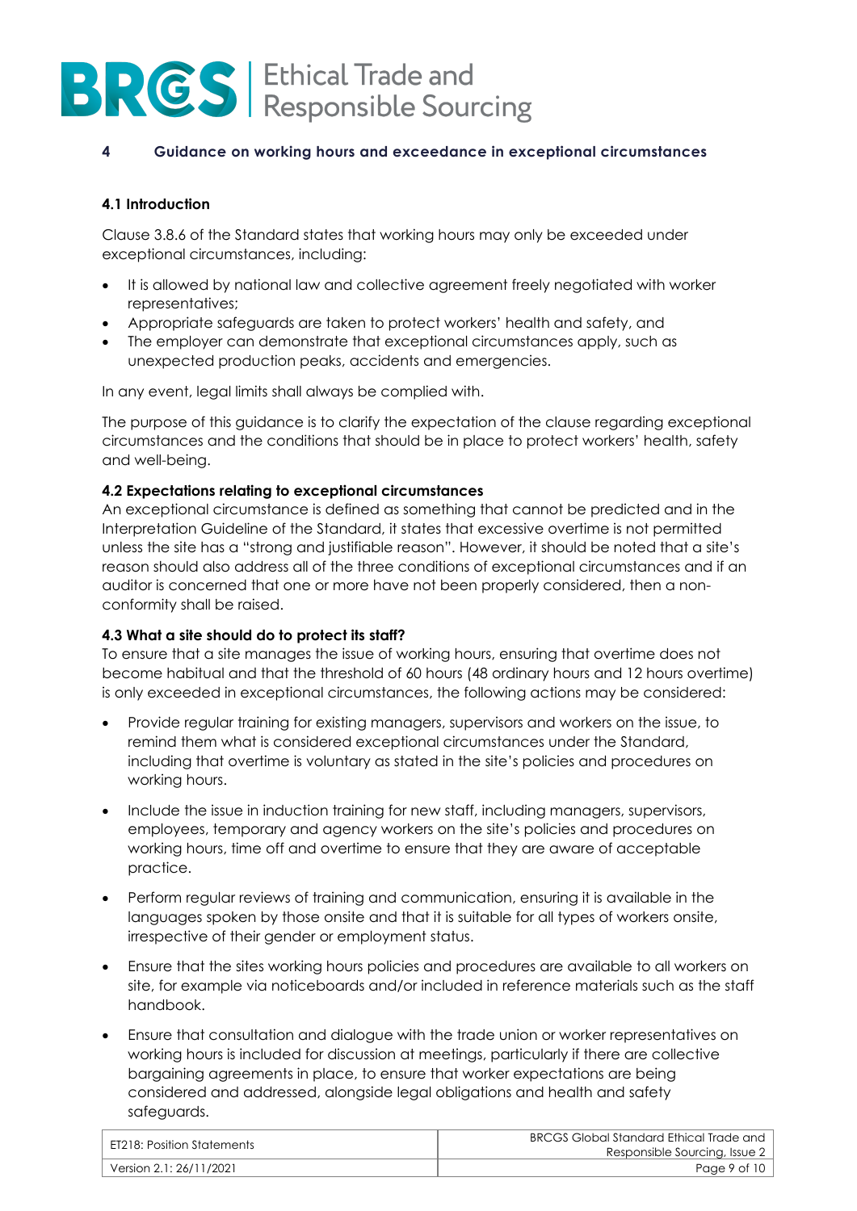## 4 Guidance on working hours and exceedance in exceptional circumstances

### 4.1 Introduction

Clause 3.8.6 of the Standard states that working hours may only be exceeded under exceptional circumstances, including:

- It is allowed by national law and collective agreement freely negotiated with worker representatives;
- Appropriate safeguards are taken to protect workers' health and safety, and
- The employer can demonstrate that exceptional circumstances apply, such as unexpected production peaks, accidents and emergencies.

In any event, legal limits shall always be complied with.

The purpose of this guidance is to clarify the expectation of the clause regarding exceptional circumstances and the conditions that should be in place to protect workers' health, safety and well-being.

### 4.2 Expectations relating to exceptional circumstances

An exceptional circumstance is defined as something that cannot be predicted and in the Interpretation Guideline of the Standard, it states that excessive overtime is not permitted unless the site has a "strong and justifiable reason". However, it should be noted that a site's reason should also address all of the three conditions of exceptional circumstances and if an auditor is concerned that one or more have not been properly considered, then a non-conformity shall be raised.

### 4.3 What a site should do to protect its staff?

To ensure that a site manages the issue of working hours, ensuring that overtime does not become habitual and that the threshold of 60 hours (48 ordinary hours and 12 hours overtime) is only exceeded in exceptional circumstances, the following actions may be considered:

- Provide regular training for existing managers, supervisors and workers on the issue, to remind them what is considered exceptional circumstances under the Standard, including that overtime is voluntary as stated in the site's policies and procedures on working hours.

- Include the issue in induction training for new staff, including managers, supervisors, employees, temporary and agency workers on the site's policies and procedures on working hours, time off and overtime to ensure that they are aware of acceptable practice.

- Perform regular reviews of training and communication, ensuring it is available in the languages spoken by those onsite and that it is suitable for all types of workers onsite, irrespective of their gender or employment status.

- Ensure that the sites working hours policies and procedures are available to all workers on site, for example via noticeboards and/or included in reference materials such as the staff handbook.

- Ensure that consultation and dialogue with the trade union or worker representatives on working hours is included for discussion at meetings, particularly if there are collective bargaining agreements in place, to ensure that worker expectations are being considered and addressed, alongside legal obligations and health and safety safeguards.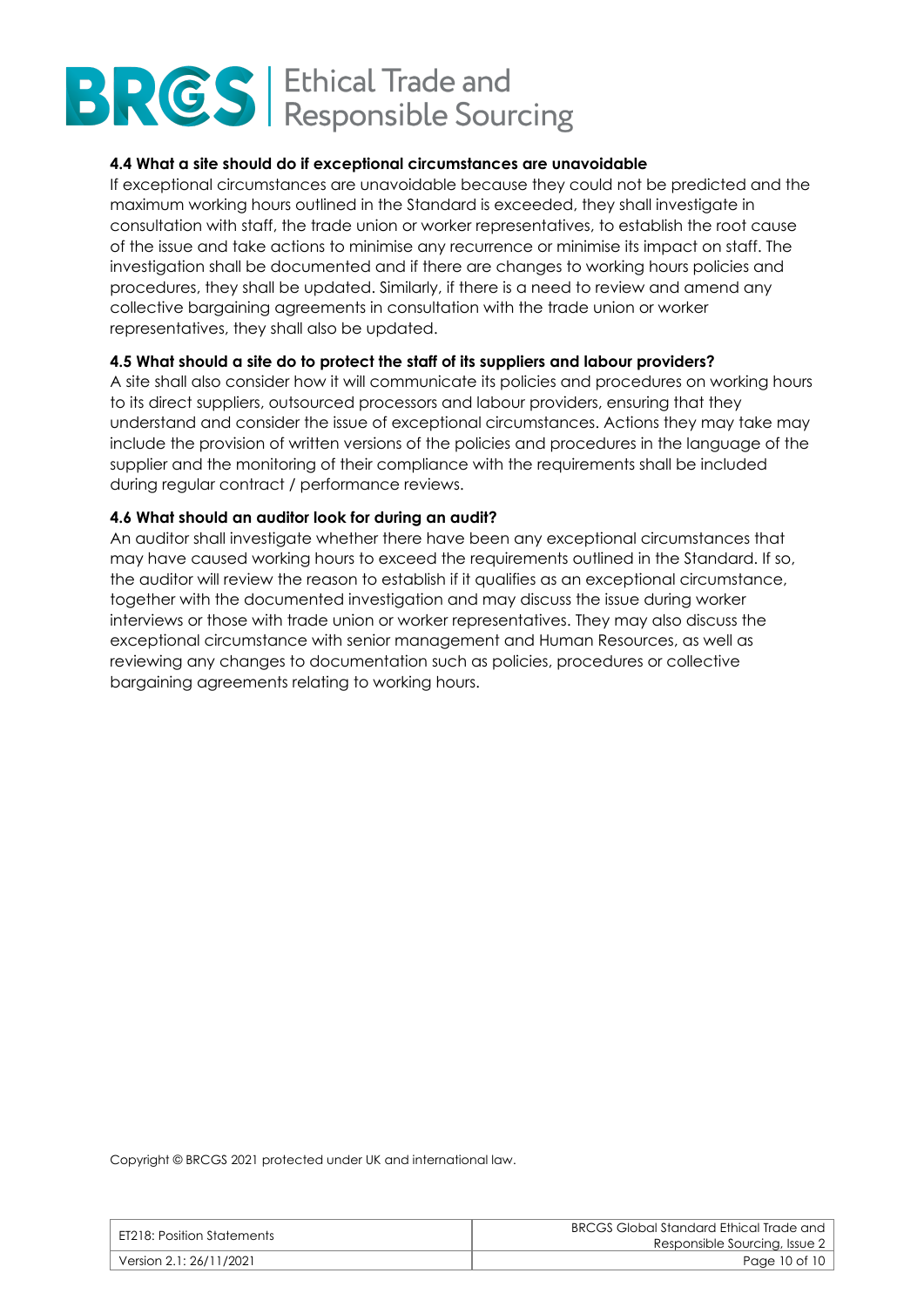#### 4.4 What a site should do if exceptional circumstances are unavoidable

If exceptional circumstances are unavoidable because they could not be predicted and the maximum working hours outlined in the Standard is exceeded, they shall investigate in consultation with staff, the trade union or worker representatives, to establish the root cause of the issue and take actions to minimise any recurrence or minimise its impact on staff. The investigation shall be documented and if there are changes to working hours policies and procedures, they shall be updated. Similarly, if there is a need to review and amend any collective bargaining agreements in consultation with the trade union or worker representatives, they shall also be updated.

#### 4.5 What should a site do to protect the staff of its suppliers and labour providers?

A site shall also consider how it will communicate its policies and procedures on working hours to its direct suppliers, outsourced processors and labour providers, ensuring that they understand and consider the issue of exceptional circumstances. Actions they may take may include the provision of written versions of the policies and procedures in the language of the supplier and the monitoring of their compliance with the requirements shall be included during regular contract / performance reviews.

#### 4.6 What should an auditor look for during an audit?

An auditor shall investigate whether there have been any exceptional circumstances that may have caused working hours to exceed the requirements outlined in the Standard. If so, the auditor will review the reason to establish if it qualifies as an exceptional circumstance, together with the documented investigation and may discuss the issue during worker interviews or those with trade union or worker representatives. They may also discuss the exceptional circumstance with senior management and Human Resources, as well as reviewing any changes to documentation such as policies, procedures or collective bargaining agreements relating to working hours.

Copyright © BRCGS 2021 protected under UK and international law.